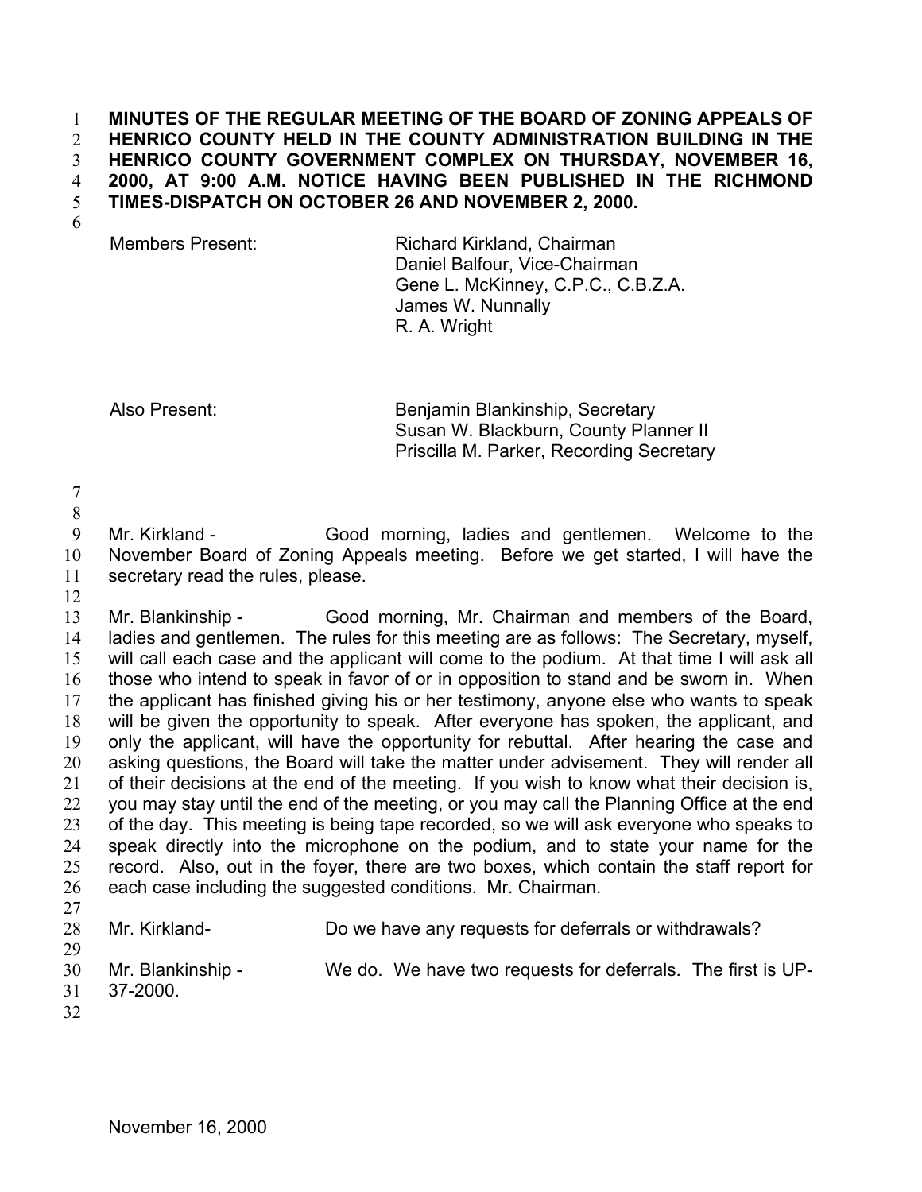**MINUTES OF THE REGULAR MEETING OF THE BOARD OF ZONING APPEALS OF HENRICO COUNTY HELD IN THE COUNTY ADMINISTRATION BUILDING IN THE HENRICO COUNTY GOVERNMENT COMPLEX ON THURSDAY, NOVEMBER 16, 2000, AT 9:00 A.M. NOTICE HAVING BEEN PUBLISHED IN THE RICHMOND TIMES-DISPATCH ON OCTOBER 26 AND NOVEMBER 2, 2000.**

| | |
|---|---|
| Members Present: | Richard Kirkland, Chairman<br>Daniel Balfour, Vice-Chairman<br>Gene L. McKinney, C.P.C., C.B.Z.A.<br>James W. Nunnally<br>R. A. Wright |
| Also Present: | Benjamin Blankinship, Secretary<br>Susan W. Blackburn, County Planner II<br>Priscilla M. Parker, Recording Secretary |

Mr. Kirkland - Good morning, ladies and gentlemen. Welcome to the November Board of Zoning Appeals meeting. Before we get started, I will have the secretary read the rules, please.

Mr. Blankinship - Good morning, Mr. Chairman and members of the Board, ladies and gentlemen. The rules for this meeting are as follows: The Secretary, myself, will call each case and the applicant will come to the podium. At that time I will ask all those who intend to speak in favor of or in opposition to stand and be sworn in. When the applicant has finished giving his or her testimony, anyone else who wants to speak will be given the opportunity to speak. After everyone has spoken, the applicant, and only the applicant, will have the opportunity for rebuttal. After hearing the case and asking questions, the Board will take the matter under advisement. They will render all of their decisions at the end of the meeting. If you wish to know what their decision is, you may stay until the end of the meeting, or you may call the Planning Office at the end of the day. This meeting is being tape recorded, so we will ask everyone who speaks to speak directly into the microphone on the podium, and to state your name for the record. Also, out in the foyer, there are two boxes, which contain the staff report for each case including the suggested conditions. Mr. Chairman.

Mr. Kirkland- Do we have any requests for deferrals or withdrawals?

Mr. Blankinship - We do. We have two requests for deferrals. The first is UP-37-2000.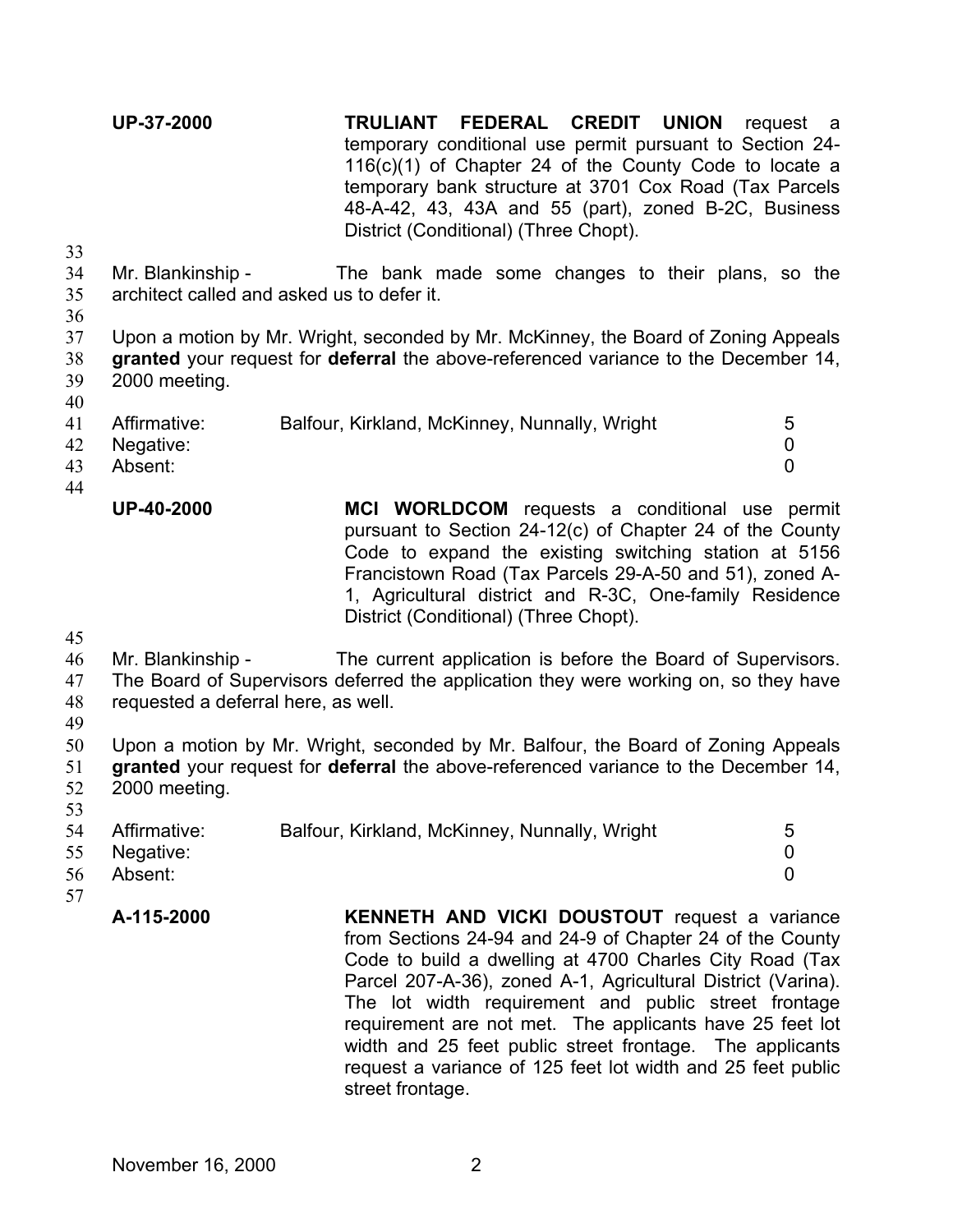**UP-37-2000** **TRULIANT FEDERAL CREDIT UNION** request a temporary conditional use permit pursuant to Section 24-116(c)(1) of Chapter 24 of the County Code to locate a temporary bank structure at 3701 Cox Road (Tax Parcels 48-A-42, 43, 43A and 55 (part), zoned B-2C, Business District (Conditional) (Three Chopt).

Mr. Blankinship - The bank made some changes to their plans, so the architect called and asked us to defer it.

Upon a motion by Mr. Wright, seconded by Mr. McKinney, the Board of Zoning Appeals **granted** your request for **deferral** the above-referenced variance to the December 14, 2000 meeting.

| | | |
|---|---|---|
| Affirmative: | Balfour, Kirkland, McKinney, Nunnally, Wright | 5 |
| Negative: | | 0 |
| Absent: | | 0 |

**UP-40-2000** **MCI WORLDCOM** requests a conditional use permit pursuant to Section 24-12(c) of Chapter 24 of the County Code to expand the existing switching station at 5156 Francistown Road (Tax Parcels 29-A-50 and 51), zoned A-1, Agricultural district and R-3C, One-family Residence District (Conditional) (Three Chopt).

Mr. Blankinship - The current application is before the Board of Supervisors. The Board of Supervisors deferred the application they were working on, so they have requested a deferral here, as well.

Upon a motion by Mr. Wright, seconded by Mr. Balfour, the Board of Zoning Appeals **granted** your request for **deferral** the above-referenced variance to the December 14, 2000 meeting.

| | | |
|---|---|---|
| Affirmative: | Balfour, Kirkland, McKinney, Nunnally, Wright | 5 |
| Negative: | | 0 |
| Absent: | | 0 |

**A-115-2000** **KENNETH AND VICKI DOUSTOUT** request a variance from Sections 24-94 and 24-9 of Chapter 24 of the County Code to build a dwelling at 4700 Charles City Road (Tax Parcel 207-A-36), zoned A-1, Agricultural District (Varina). The lot width requirement and public street frontage requirement are not met. The applicants have 25 feet lot width and 25 feet public street frontage. The applicants request a variance of 125 feet lot width and 25 feet public street frontage.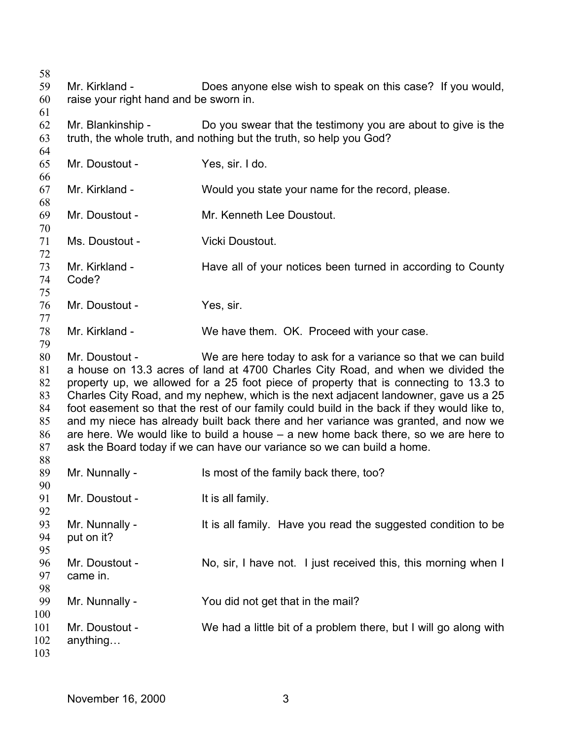Mr. Kirkland - Does anyone else wish to speak on this case? If you would, raise your right hand and be sworn in.

Mr. Blankinship - Do you swear that the testimony you are about to give is the truth, the whole truth, and nothing but the truth, so help you God?

Mr. Doustout - Yes, sir. I do.

Mr. Kirkland - Would you state your name for the record, please.

Mr. Doustout - Mr. Kenneth Lee Doustout.

Ms. Doustout - Vicki Doustout.

Mr. Kirkland - Have all of your notices been turned in according to County Code?

Mr. Doustout - Yes, sir.

Mr. Kirkland - We have them. OK. Proceed with your case.

Mr. Doustout - We are here today to ask for a variance so that we can build a house on 13.3 acres of land at 4700 Charles City Road, and when we divided the property up, we allowed for a 25 foot piece of property that is connecting to 13.3 to Charles City Road, and my nephew, which is the next adjacent landowner, gave us a 25 foot easement so that the rest of our family could build in the back if they would like to, and my niece has already built back there and her variance was granted, and now we are here. We would like to build a house – a new home back there, so we are here to ask the Board today if we can have our variance so we can build a home.

Mr. Nunnally - Is most of the family back there, too?

Mr. Doustout - It is all family.

Mr. Nunnally - It is all family. Have you read the suggested condition to be put on it?

Mr. Doustout - No, sir, I have not. I just received this, this morning when I came in.

Mr. Nunnally - You did not get that in the mail?

Mr. Doustout - We had a little bit of a problem there, but I will go along with anything…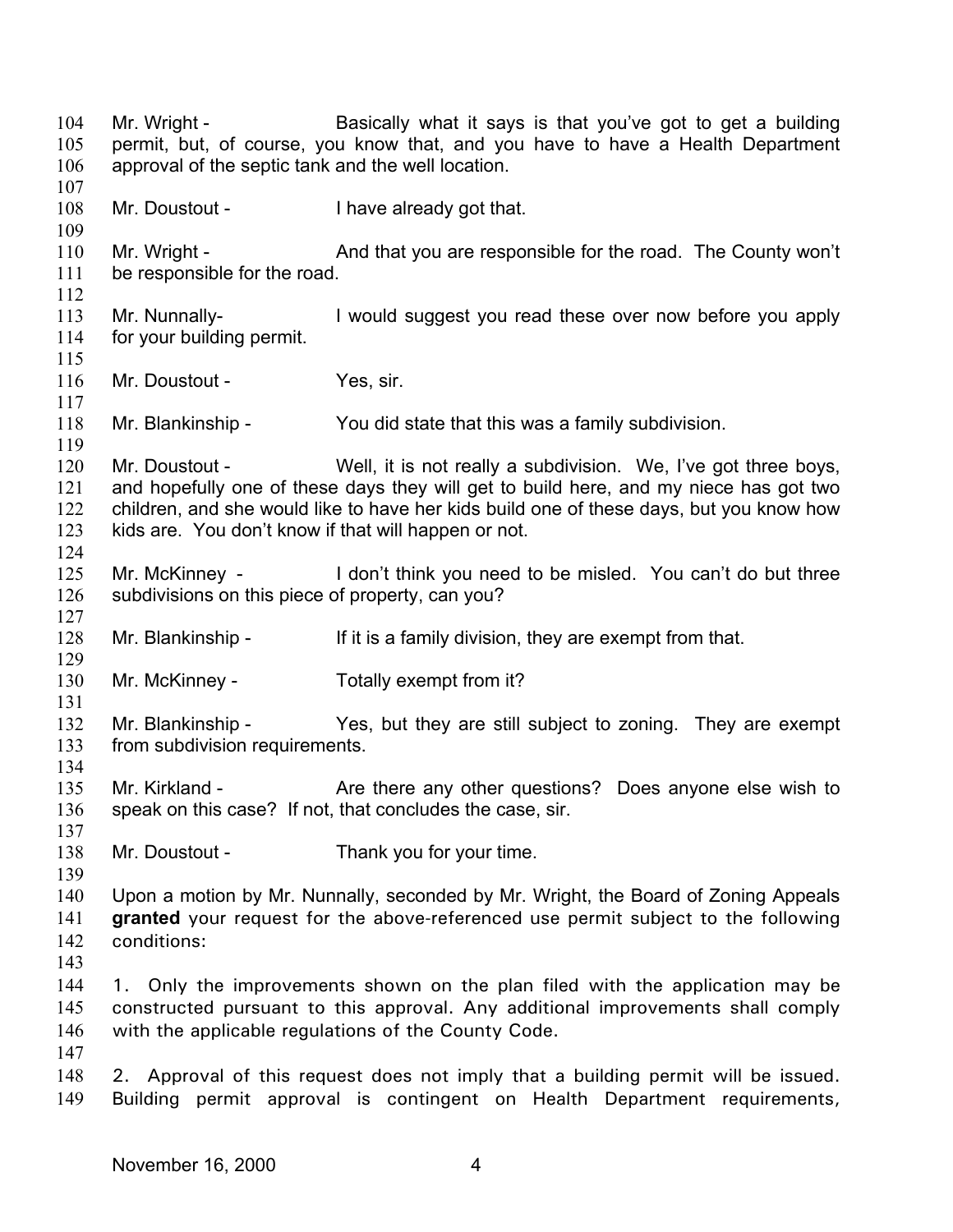Mr. Wright - Basically what it says is that you've got to get a building permit, but, of course, you know that, and you have to have a Health Department approval of the septic tank and the well location.

Mr. Doustout - I have already got that.

Mr. Wright - And that you are responsible for the road. The County won't be responsible for the road.

Mr. Nunnally- I would suggest you read these over now before you apply for your building permit.

Mr. Doustout - Yes, sir.

Mr. Blankinship - You did state that this was a family subdivision.

Mr. Doustout - Well, it is not really a subdivision. We, I've got three boys, and hopefully one of these days they will get to build here, and my niece has got two children, and she would like to have her kids build one of these days, but you know how kids are. You don't know if that will happen or not.

Mr. McKinney - I don't think you need to be misled. You can't do but three subdivisions on this piece of property, can you?

Mr. Blankinship - If it is a family division, they are exempt from that.

Mr. McKinney - Totally exempt from it?

Mr. Blankinship - Yes, but they are still subject to zoning. They are exempt from subdivision requirements.

Mr. Kirkland - Are there any other questions? Does anyone else wish to speak on this case? If not, that concludes the case, sir.

Mr. Doustout - Thank you for your time.

Upon a motion by Mr. Nunnally, seconded by Mr. Wright, the Board of Zoning Appeals **granted** your request for the above-referenced use permit subject to the following conditions:

1. Only the improvements shown on the plan filed with the application may be constructed pursuant to this approval. Any additional improvements shall comply with the applicable regulations of the County Code.

2. Approval of this request does not imply that a building permit will be issued. Building permit approval is contingent on Health Department requirements,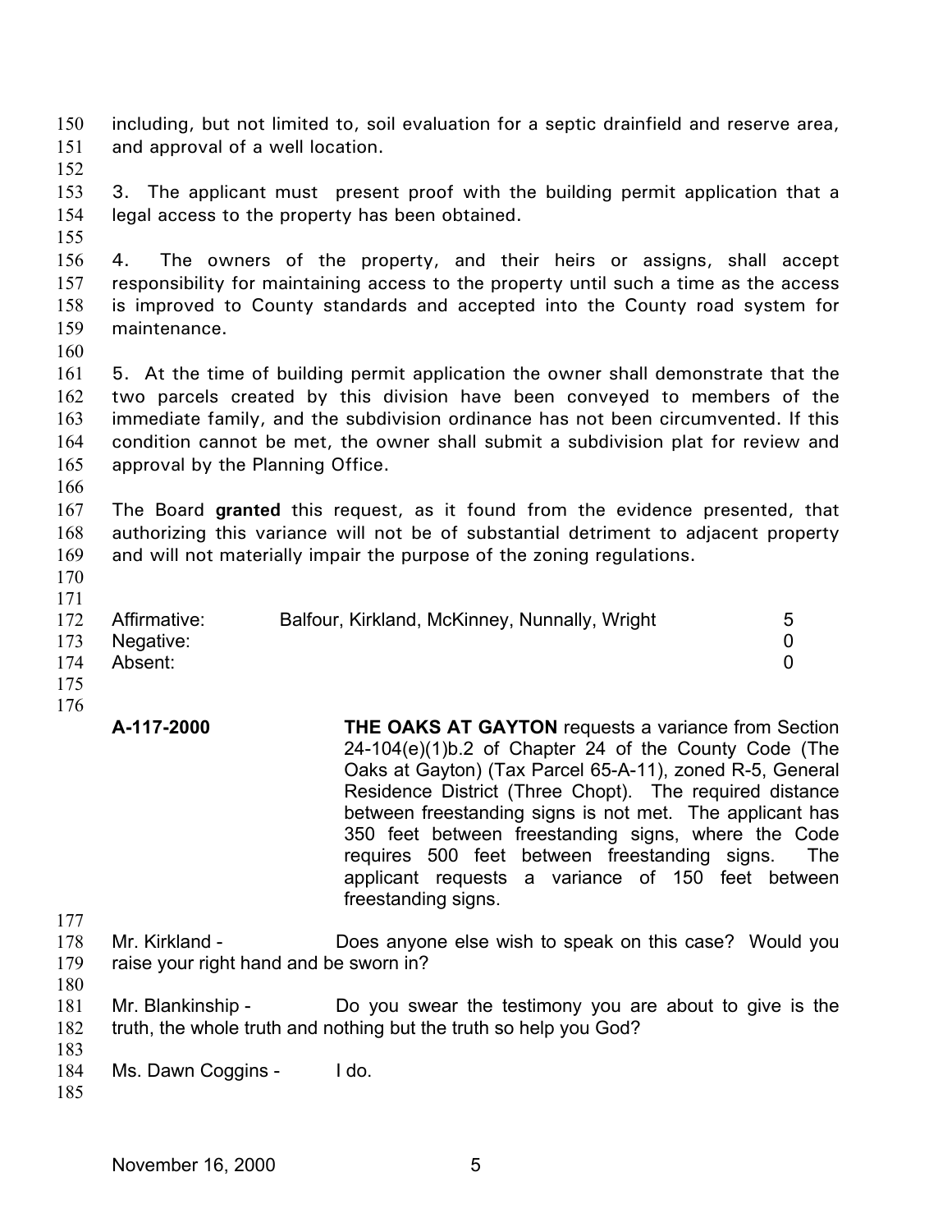including, but not limited to, soil evaluation for a septic drainfield and reserve area, and approval of a well location.

3. The applicant must present proof with the building permit application that a legal access to the property has been obtained.

4. The owners of the property, and their heirs or assigns, shall accept responsibility for maintaining access to the property until such a time as the access is improved to County standards and accepted into the County road system for maintenance.

5. At the time of building permit application the owner shall demonstrate that the two parcels created by this division have been conveyed to members of the immediate family, and the subdivision ordinance has not been circumvented. If this condition cannot be met, the owner shall submit a subdivision plat for review and approval by the Planning Office.

The Board **granted** this request, as it found from the evidence presented, that authorizing this variance will not be of substantial detriment to adjacent property and will not materially impair the purpose of the zoning regulations.

| | | |
|---|---|---|
| Affirmative: | Balfour, Kirkland, McKinney, Nunnally, Wright | 5 |
| Negative: | | 0 |
| Absent: | | 0 |

**A-117-2000** **THE OAKS AT GAYTON** requests a variance from Section 24-104(e)(1)b.2 of Chapter 24 of the County Code (The Oaks at Gayton) (Tax Parcel 65-A-11), zoned R-5, General Residence District (Three Chopt). The required distance between freestanding signs is not met. The applicant has 350 feet between freestanding signs, where the Code requires 500 feet between freestanding signs. The applicant requests a variance of 150 feet between freestanding signs.

Mr. Kirkland - Does anyone else wish to speak on this case? Would you raise your right hand and be sworn in?

Mr. Blankinship - Do you swear the testimony you are about to give is the truth, the whole truth and nothing but the truth so help you God?

Ms. Dawn Coggins - I do.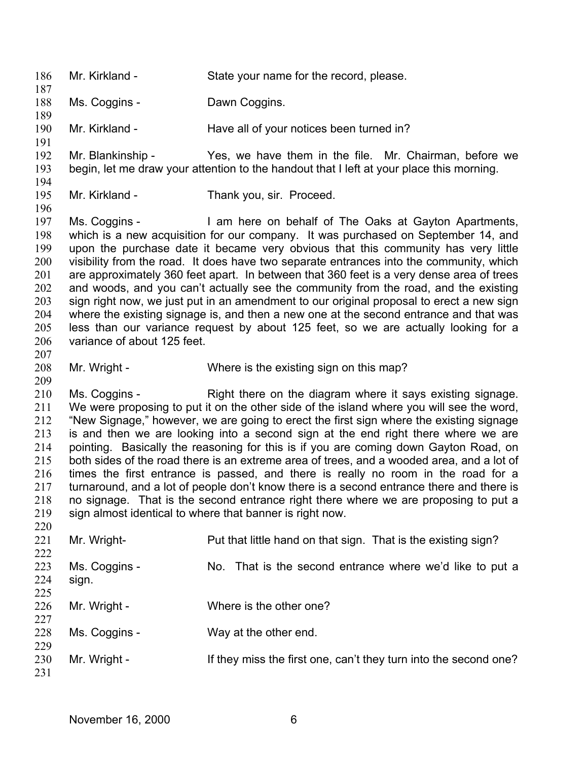Mr. Kirkland - State your name for the record, please.

Ms. Coggins - Dawn Coggins.

Mr. Kirkland - Have all of your notices been turned in?

Mr. Blankinship - Yes, we have them in the file. Mr. Chairman, before we begin, let me draw your attention to the handout that I left at your place this morning.

Mr. Kirkland - Thank you, sir. Proceed.

Ms. Coggins - I am here on behalf of The Oaks at Gayton Apartments, which is a new acquisition for our company. It was purchased on September 14, and upon the purchase date it became very obvious that this community has very little visibility from the road. It does have two separate entrances into the community, which are approximately 360 feet apart. In between that 360 feet is a very dense area of trees and woods, and you can't actually see the community from the road, and the existing sign right now, we just put in an amendment to our original proposal to erect a new sign where the existing signage is, and then a new one at the second entrance and that was less than our variance request by about 125 feet, so we are actually looking for a variance of about 125 feet.

Mr. Wright - Where is the existing sign on this map?

Ms. Coggins - Right there on the diagram where it says existing signage. We were proposing to put it on the other side of the island where you will see the word, "New Signage," however, we are going to erect the first sign where the existing signage is and then we are looking into a second sign at the end right there where we are pointing. Basically the reasoning for this is if you are coming down Gayton Road, on both sides of the road there is an extreme area of trees, and a wooded area, and a lot of times the first entrance is passed, and there is really no room in the road for a turnaround, and a lot of people don't know there is a second entrance there and there is no signage. That is the second entrance right there where we are proposing to put a sign almost identical to where that banner is right now.

Mr. Wright- Put that little hand on that sign. That is the existing sign?

Ms. Coggins - No. That is the second entrance where we'd like to put a sign.

Mr. Wright - Where is the other one?

Ms. Coggins - Way at the other end.

Mr. Wright - If they miss the first one, can't they turn into the second one?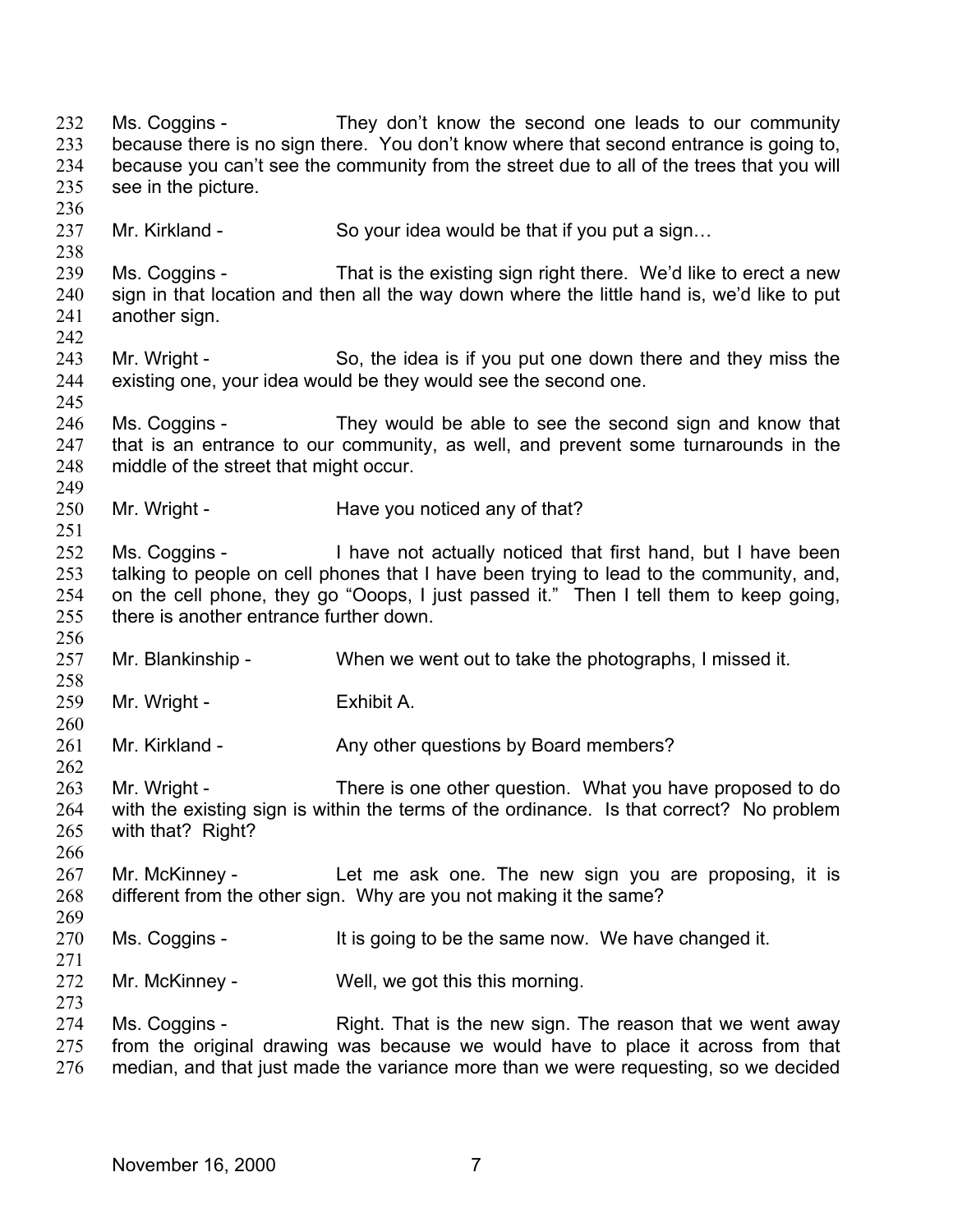Ms. Coggins - They don't know the second one leads to our community because there is no sign there. You don't know where that second entrance is going to, because you can't see the community from the street due to all of the trees that you will see in the picture.

Mr. Kirkland - So your idea would be that if you put a sign…

Ms. Coggins - That is the existing sign right there. We'd like to erect a new sign in that location and then all the way down where the little hand is, we'd like to put another sign.

Mr. Wright - So, the idea is if you put one down there and they miss the existing one, your idea would be they would see the second one.

Ms. Coggins - They would be able to see the second sign and know that that is an entrance to our community, as well, and prevent some turnarounds in the middle of the street that might occur.

Mr. Wright - Have you noticed any of that?

Ms. Coggins - I have not actually noticed that first hand, but I have been talking to people on cell phones that I have been trying to lead to the community, and, on the cell phone, they go "Ooops, I just passed it." Then I tell them to keep going, there is another entrance further down.

Mr. Blankinship - When we went out to take the photographs, I missed it.

Mr. Wright - Exhibit A.

Mr. Kirkland - Any other questions by Board members?

Mr. Wright - There is one other question. What you have proposed to do with the existing sign is within the terms of the ordinance. Is that correct? No problem with that? Right?

Mr. McKinney - Let me ask one. The new sign you are proposing, it is different from the other sign. Why are you not making it the same?

Ms. Coggins - It is going to be the same now. We have changed it.

Mr. McKinney - Well, we got this this morning.

Ms. Coggins - Right. That is the new sign. The reason that we went away from the original drawing was because we would have to place it across from that median, and that just made the variance more than we were requesting, so we decided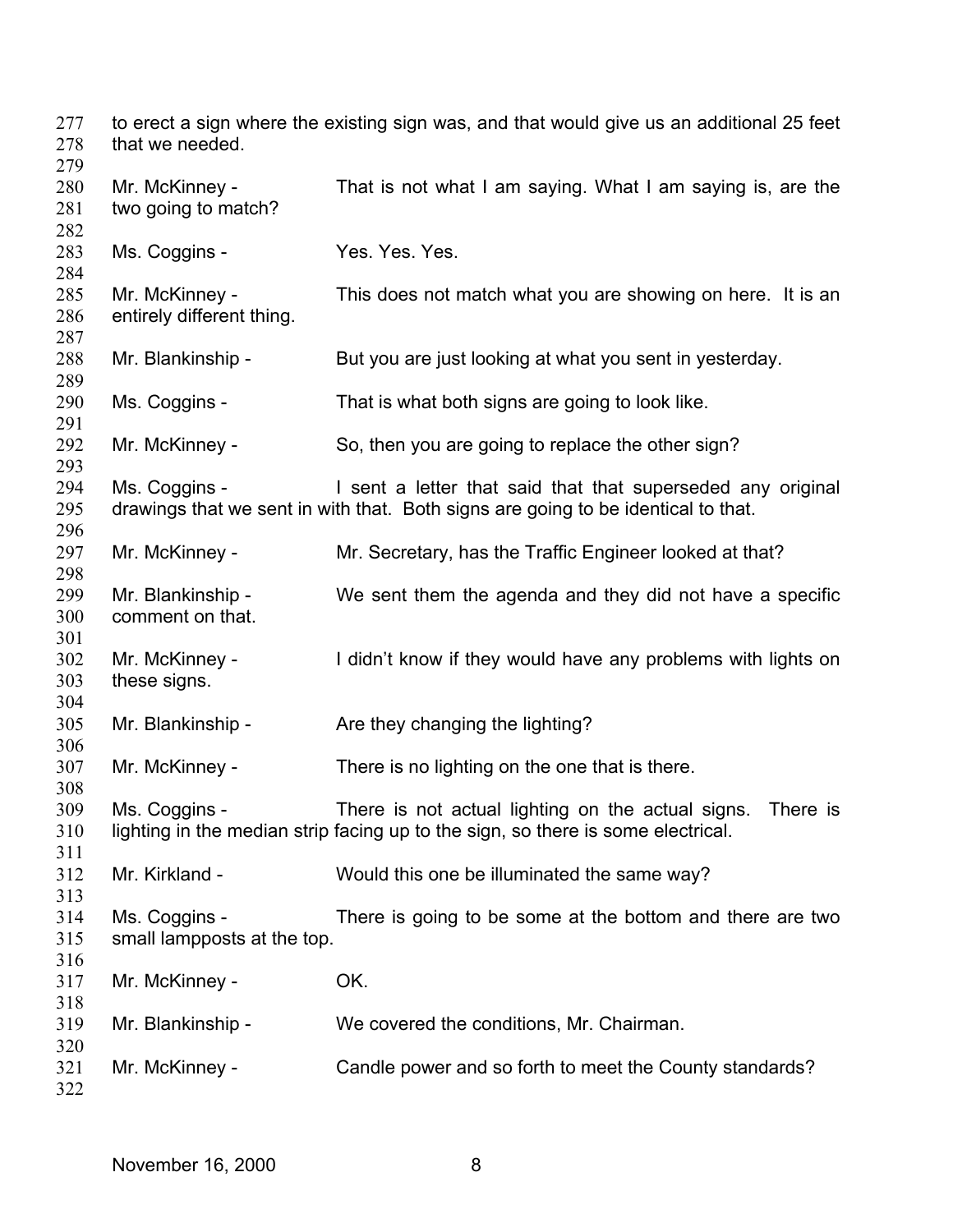to erect a sign where the existing sign was, and that would give us an additional 25 feet that we needed.

Mr. McKinney - That is not what I am saying. What I am saying is, are the two going to match?

Ms. Coggins - Yes. Yes. Yes.

Mr. McKinney - This does not match what you are showing on here. It is an entirely different thing.

Mr. Blankinship - But you are just looking at what you sent in yesterday.

Ms. Coggins - That is what both signs are going to look like.

Mr. McKinney - So, then you are going to replace the other sign?

Ms. Coggins - I sent a letter that said that that superseded any original drawings that we sent in with that. Both signs are going to be identical to that.

Mr. McKinney - Mr. Secretary, has the Traffic Engineer looked at that?

Mr. Blankinship - We sent them the agenda and they did not have a specific comment on that.

Mr. McKinney - I didn't know if they would have any problems with lights on these signs.

Mr. Blankinship - Are they changing the lighting?

Mr. McKinney - There is no lighting on the one that is there.

Ms. Coggins - There is not actual lighting on the actual signs. There is lighting in the median strip facing up to the sign, so there is some electrical.

Mr. Kirkland - Would this one be illuminated the same way?

Ms. Coggins - There is going to be some at the bottom and there are two small lampposts at the top.

Mr. McKinney - OK.

Mr. Blankinship - We covered the conditions, Mr. Chairman.

Mr. McKinney - Candle power and so forth to meet the County standards?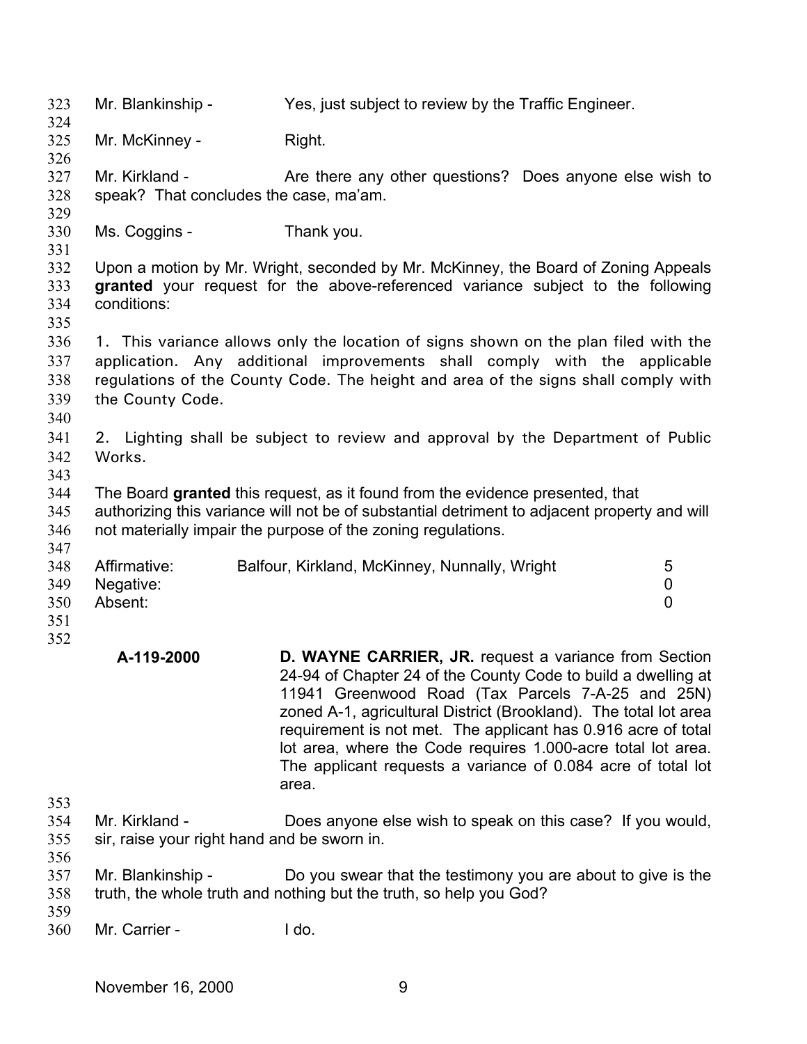Mr. Blankinship - Yes, just subject to review by the Traffic Engineer.

Mr. McKinney - Right.

Mr. Kirkland - Are there any other questions? Does anyone else wish to speak? That concludes the case, ma'am.

Ms. Coggins - Thank you.

Upon a motion by Mr. Wright, seconded by Mr. McKinney, the Board of Zoning Appeals **granted** your request for the above-referenced variance subject to the following conditions:

1. This variance allows only the location of signs shown on the plan filed with the application. Any additional improvements shall comply with the applicable regulations of the County Code. The height and area of the signs shall comply with the County Code.

2. Lighting shall be subject to review and approval by the Department of Public Works.

The Board **granted** this request, as it found from the evidence presented, that authorizing this variance will not be of substantial detriment to adjacent property and will not materially impair the purpose of the zoning regulations.

| | | |
|---|---|---|
| Affirmative: | Balfour, Kirkland, McKinney, Nunnally, Wright | 5 |
| Negative: | | 0 |
| Absent: | | 0 |

**A-119-2000** **D. WAYNE CARRIER, JR.** request a variance from Section 24-94 of Chapter 24 of the County Code to build a dwelling at 11941 Greenwood Road (Tax Parcels 7-A-25 and 25N) zoned A-1, agricultural District (Brookland). The total lot area requirement is not met. The applicant has 0.916 acre of total lot area, where the Code requires 1.000-acre total lot area. The applicant requests a variance of 0.084 acre of total lot area.

Mr. Kirkland - Does anyone else wish to speak on this case? If you would, sir, raise your right hand and be sworn in.

Mr. Blankinship - Do you swear that the testimony you are about to give is the truth, the whole truth and nothing but the truth, so help you God?

Mr. Carrier - I do.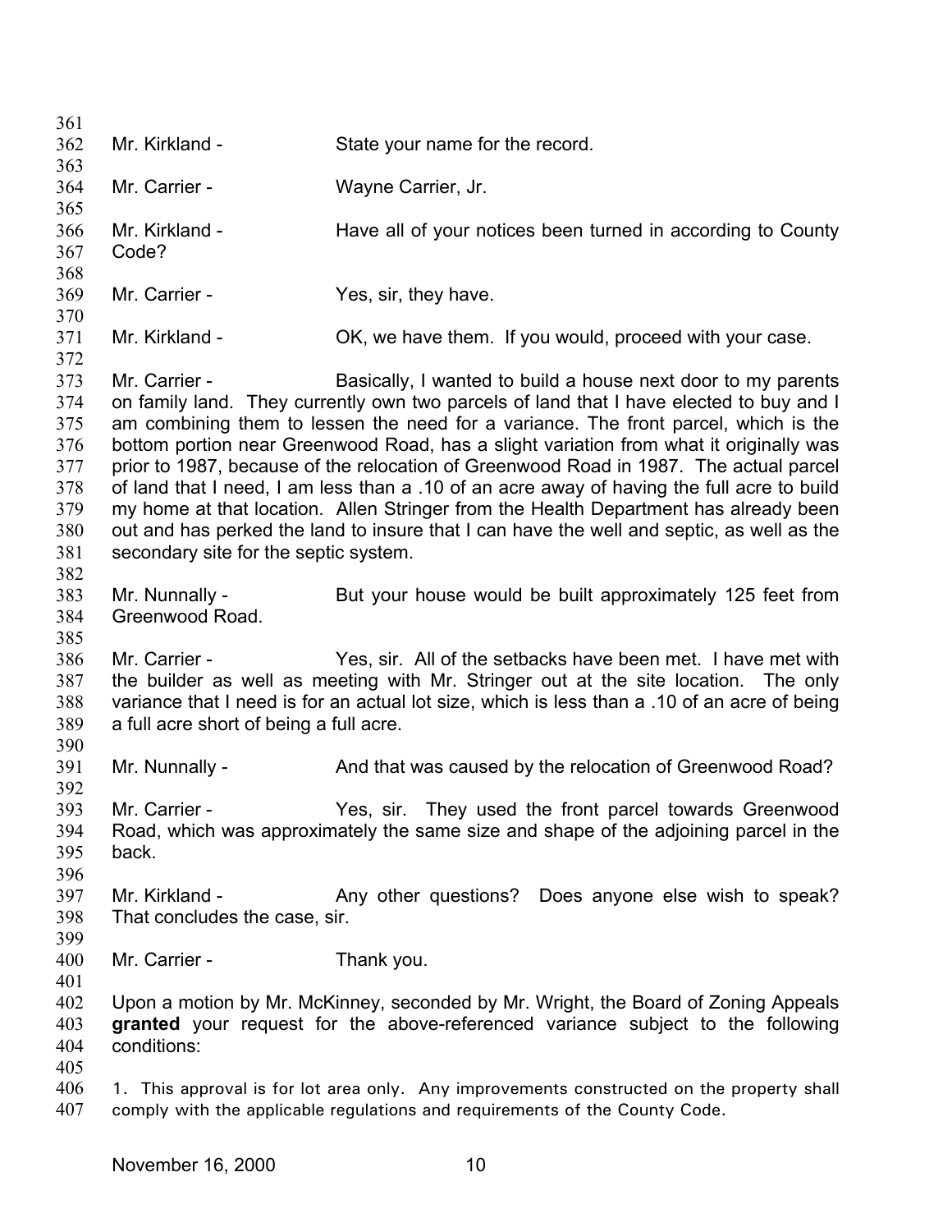Mr. Kirkland - State your name for the record.

Mr. Carrier - Wayne Carrier, Jr.

Mr. Kirkland - Have all of your notices been turned in according to County Code?

Mr. Carrier - Yes, sir, they have.

Mr. Kirkland - OK, we have them. If you would, proceed with your case.

Mr. Carrier - Basically, I wanted to build a house next door to my parents on family land. They currently own two parcels of land that I have elected to buy and I am combining them to lessen the need for a variance. The front parcel, which is the bottom portion near Greenwood Road, has a slight variation from what it originally was prior to 1987, because of the relocation of Greenwood Road in 1987. The actual parcel of land that I need, I am less than a .10 of an acre away of having the full acre to build my home at that location. Allen Stringer from the Health Department has already been out and has perked the land to insure that I can have the well and septic, as well as the secondary site for the septic system.

Mr. Nunnally - But your house would be built approximately 125 feet from Greenwood Road.

Mr. Carrier - Yes, sir. All of the setbacks have been met. I have met with the builder as well as meeting with Mr. Stringer out at the site location. The only variance that I need is for an actual lot size, which is less than a .10 of an acre of being a full acre short of being a full acre.

Mr. Nunnally - And that was caused by the relocation of Greenwood Road?

Mr. Carrier - Yes, sir. They used the front parcel towards Greenwood Road, which was approximately the same size and shape of the adjoining parcel in the back.

Mr. Kirkland - Any other questions? Does anyone else wish to speak? That concludes the case, sir.

Mr. Carrier - Thank you.

Upon a motion by Mr. McKinney, seconded by Mr. Wright, the Board of Zoning Appeals **granted** your request for the above-referenced variance subject to the following conditions:

1. This approval is for lot area only. Any improvements constructed on the property shall comply with the applicable regulations and requirements of the County Code.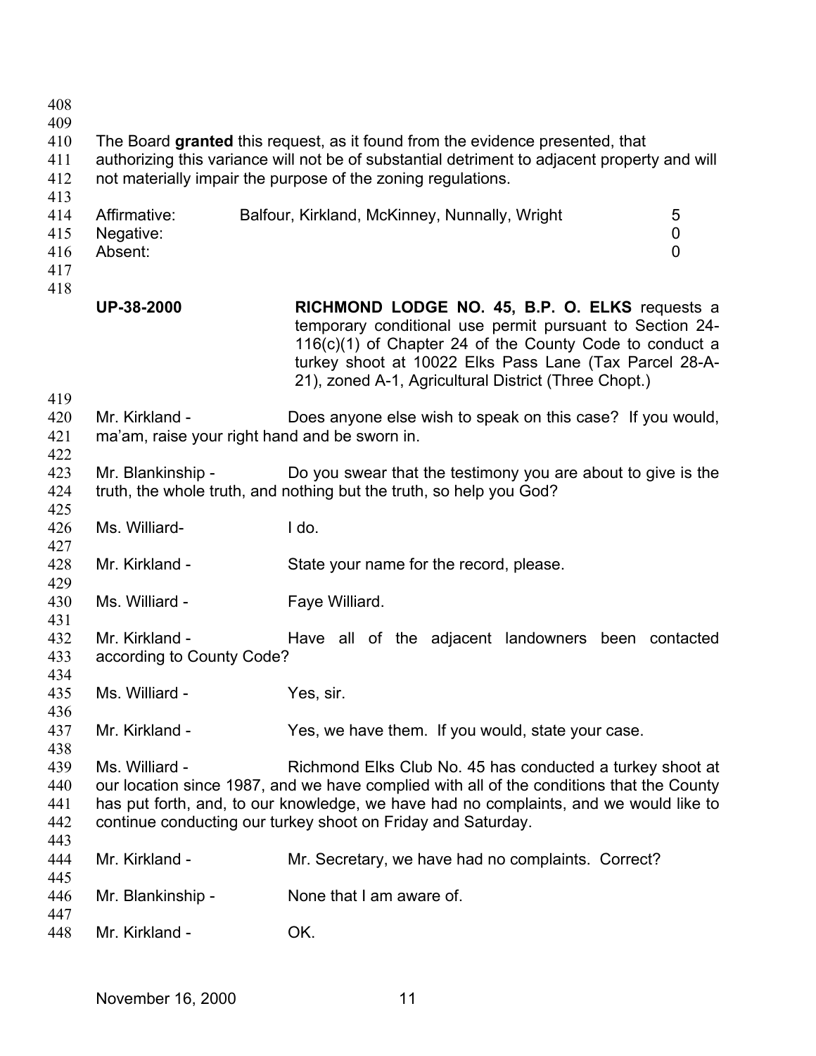The Board **granted** this request, as it found from the evidence presented, that authorizing this variance will not be of substantial detriment to adjacent property and will not materially impair the purpose of the zoning regulations.

| | | |
|---|---|---|
| Affirmative: | Balfour, Kirkland, McKinney, Nunnally, Wright | 5 |
| Negative: | | 0 |
| Absent: | | 0 |

**UP-38-2000** **RICHMOND LODGE NO. 45, B.P. O. ELKS** requests a temporary conditional use permit pursuant to Section 24-116(c)(1) of Chapter 24 of the County Code to conduct a turkey shoot at 10022 Elks Pass Lane (Tax Parcel 28-A-21), zoned A-1, Agricultural District (Three Chopt.)

Mr. Kirkland - Does anyone else wish to speak on this case? If you would, ma'am, raise your right hand and be sworn in.

Mr. Blankinship - Do you swear that the testimony you are about to give is the truth, the whole truth, and nothing but the truth, so help you God?

Ms. Williard- I do.

Mr. Kirkland - State your name for the record, please.

Ms. Williard - Faye Williard.

Mr. Kirkland - Have all of the adjacent landowners been contacted according to County Code?

Ms. Williard - Yes, sir.

Mr. Kirkland - Yes, we have them. If you would, state your case.

Ms. Williard - Richmond Elks Club No. 45 has conducted a turkey shoot at our location since 1987, and we have complied with all of the conditions that the County has put forth, and, to our knowledge, we have had no complaints, and we would like to continue conducting our turkey shoot on Friday and Saturday.

Mr. Kirkland - Mr. Secretary, we have had no complaints. Correct?

Mr. Blankinship - None that I am aware of.

Mr. Kirkland - OK.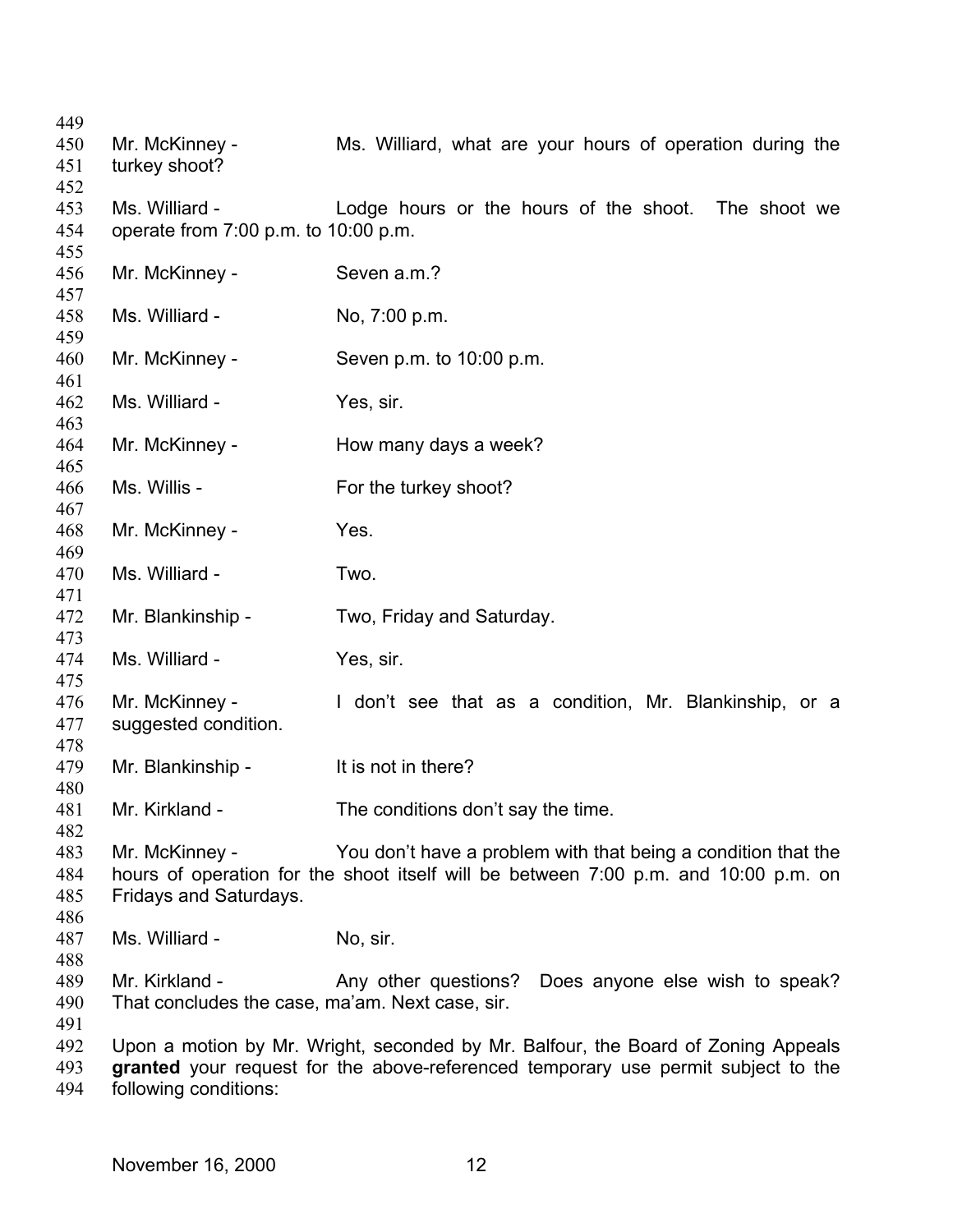Mr. McKinney - Ms. Williard, what are your hours of operation during the turkey shoot?

Ms. Williard - Lodge hours or the hours of the shoot. The shoot we operate from 7:00 p.m. to 10:00 p.m.

Mr. McKinney - Seven a.m.?

Ms. Williard - No, 7:00 p.m.

Mr. McKinney - Seven p.m. to 10:00 p.m.

Ms. Williard - Yes, sir.

Mr. McKinney - How many days a week?

Ms. Willis - For the turkey shoot?

Mr. McKinney - Yes.

Ms. Williard - Two.

Mr. Blankinship - Two, Friday and Saturday.

Ms. Williard - Yes, sir.

Mr. McKinney - I don't see that as a condition, Mr. Blankinship, or a suggested condition.

Mr. Blankinship - It is not in there?

Mr. Kirkland - The conditions don't say the time.

Mr. McKinney - You don't have a problem with that being a condition that the hours of operation for the shoot itself will be between 7:00 p.m. and 10:00 p.m. on Fridays and Saturdays.

Ms. Williard - No, sir.

Mr. Kirkland - Any other questions? Does anyone else wish to speak? That concludes the case, ma'am. Next case, sir.

Upon a motion by Mr. Wright, seconded by Mr. Balfour, the Board of Zoning Appeals **granted** your request for the above-referenced temporary use permit subject to the following conditions: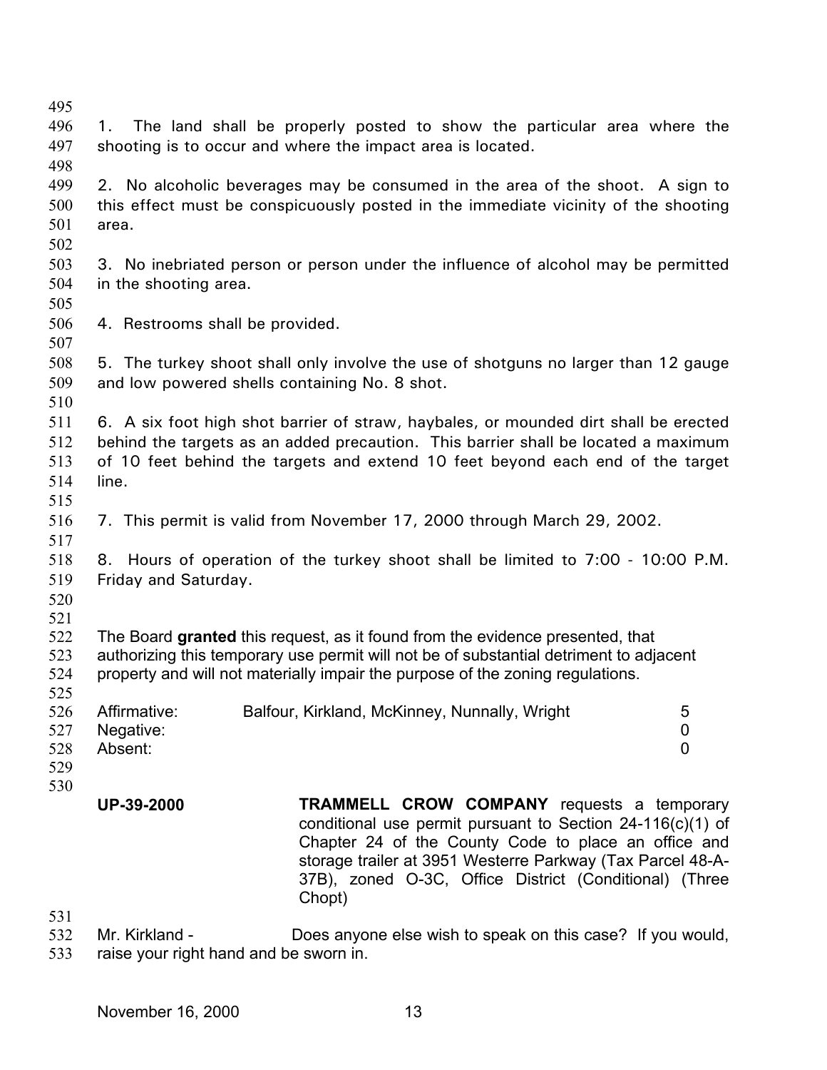1. The land shall be properly posted to show the particular area where the shooting is to occur and where the impact area is located.

2. No alcoholic beverages may be consumed in the area of the shoot. A sign to this effect must be conspicuously posted in the immediate vicinity of the shooting area.

3. No inebriated person or person under the influence of alcohol may be permitted in the shooting area.

4. Restrooms shall be provided.

5. The turkey shoot shall only involve the use of shotguns no larger than 12 gauge and low powered shells containing No. 8 shot.

6. A six foot high shot barrier of straw, haybales, or mounded dirt shall be erected behind the targets as an added precaution. This barrier shall be located a maximum of 10 feet behind the targets and extend 10 feet beyond each end of the target line.

7. This permit is valid from November 17, 2000 through March 29, 2002.

8. Hours of operation of the turkey shoot shall be limited to 7:00 - 10:00 P.M. Friday and Saturday.

The Board **granted** this request, as it found from the evidence presented, that authorizing this temporary use permit will not be of substantial detriment to adjacent property and will not materially impair the purpose of the zoning regulations.

| | | |
|---|---|---|
| Affirmative: | Balfour, Kirkland, McKinney, Nunnally, Wright | 5 |
| Negative: | | 0 |
| Absent: | | 0 |

**UP-39-2000** **TRAMMELL CROW COMPANY** requests a temporary conditional use permit pursuant to Section 24-116(c)(1) of Chapter 24 of the County Code to place an office and storage trailer at 3951 Westerre Parkway (Tax Parcel 48-A-37B), zoned O-3C, Office District (Conditional) (Three Chopt)

Mr. Kirkland - Does anyone else wish to speak on this case? If you would, raise your right hand and be sworn in.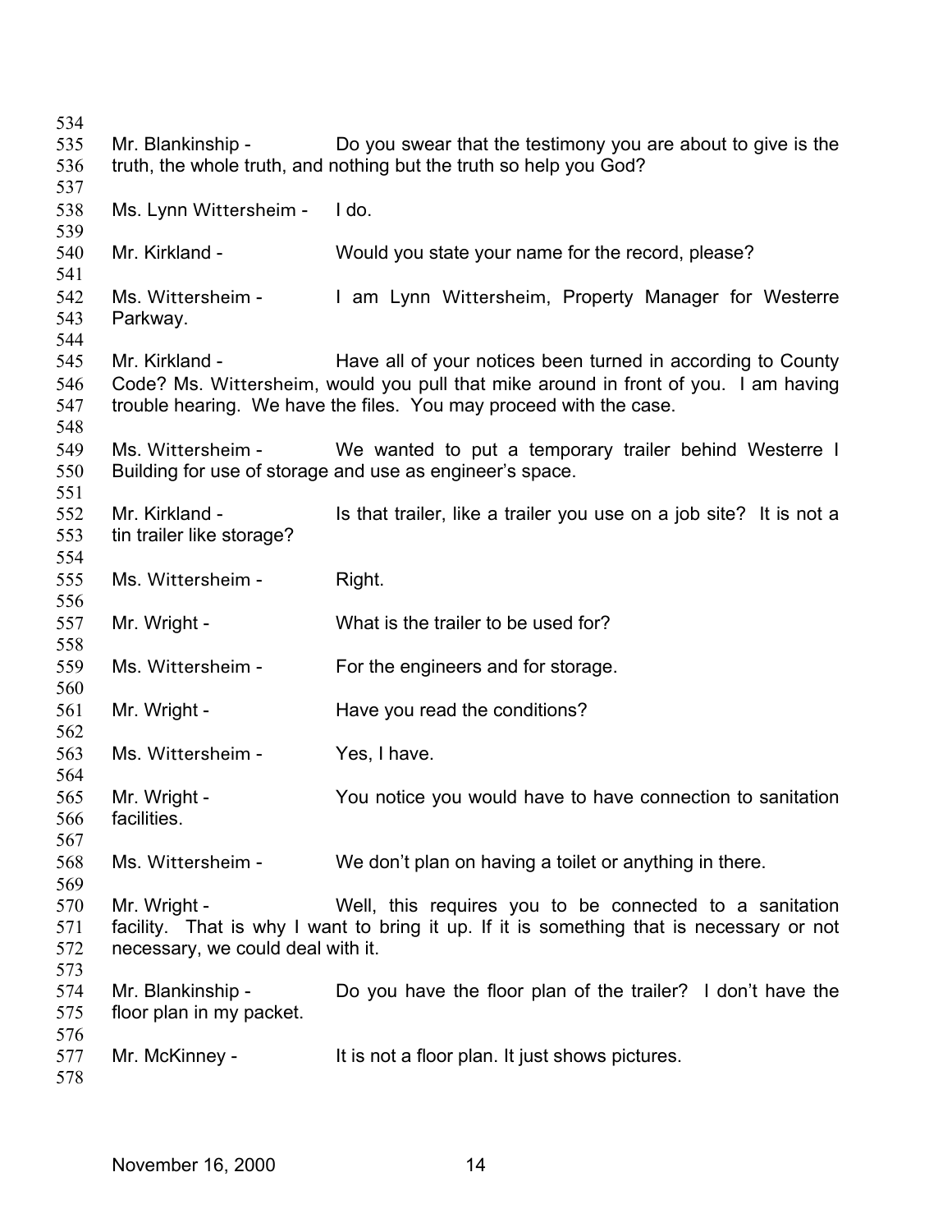Mr. Blankinship - Do you swear that the testimony you are about to give is the truth, the whole truth, and nothing but the truth so help you God?

Ms. Lynn Wittersheim - I do.

Mr. Kirkland - Would you state your name for the record, please?

Ms. Wittersheim - I am Lynn Wittersheim, Property Manager for Westerre Parkway.

Mr. Kirkland - Have all of your notices been turned in according to County Code? Ms. Wittersheim, would you pull that mike around in front of you. I am having trouble hearing. We have the files. You may proceed with the case.

Ms. Wittersheim - We wanted to put a temporary trailer behind Westerre I Building for use of storage and use as engineer's space.

Mr. Kirkland - Is that trailer, like a trailer you use on a job site? It is not a tin trailer like storage?

Ms. Wittersheim - Right.

Mr. Wright - What is the trailer to be used for?

Ms. Wittersheim - For the engineers and for storage.

Mr. Wright - Have you read the conditions?

Ms. Wittersheim - Yes, I have.

Mr. Wright - You notice you would have to have connection to sanitation facilities.

Ms. Wittersheim - We don't plan on having a toilet or anything in there.

Mr. Wright - Well, this requires you to be connected to a sanitation facility. That is why I want to bring it up. If it is something that is necessary or not necessary, we could deal with it.

Mr. Blankinship - Do you have the floor plan of the trailer? I don't have the floor plan in my packet.

Mr. McKinney - It is not a floor plan. It just shows pictures.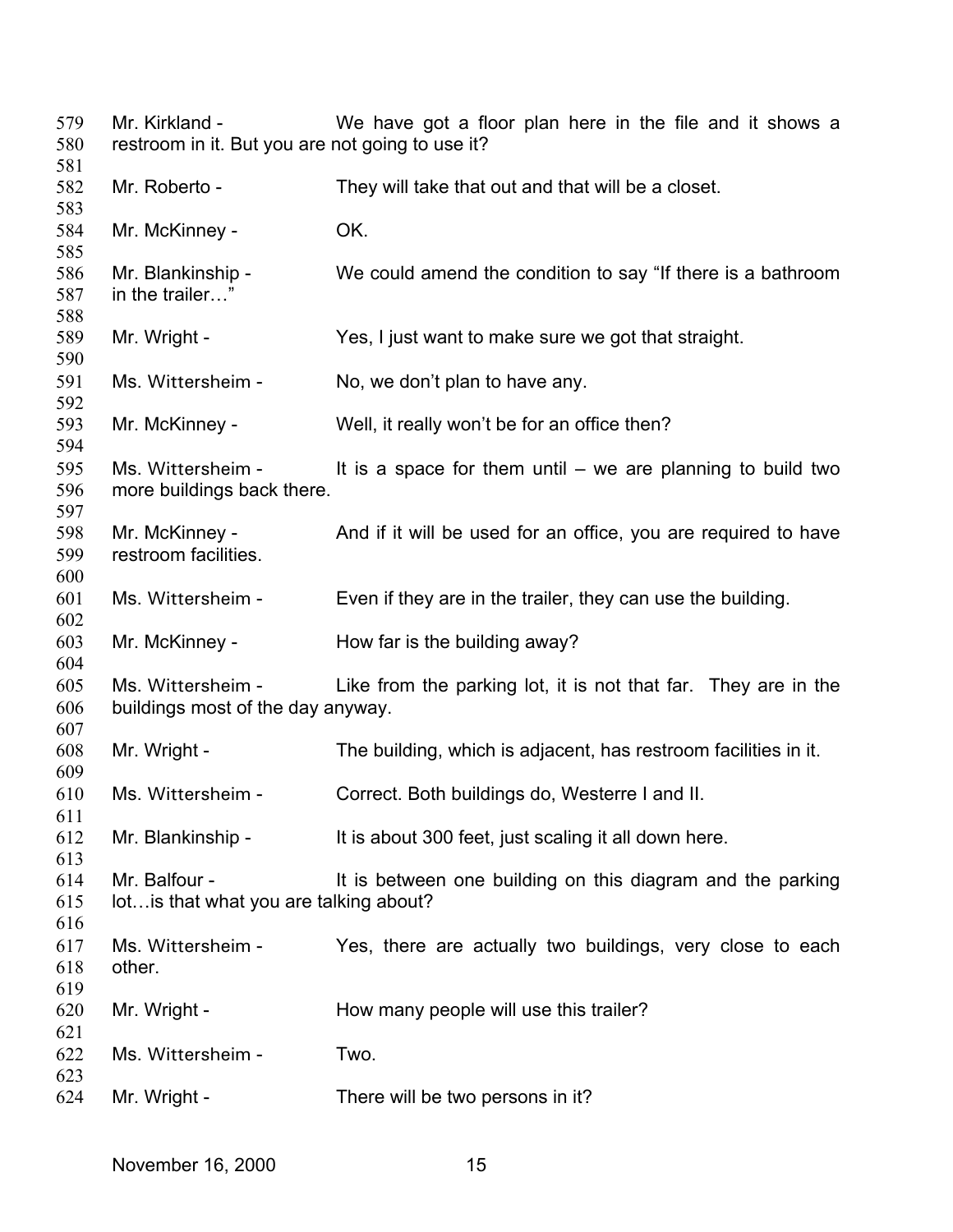579 Mr. Kirkland - We have got a floor plan here in the file and it shows a
580 restroom in it. But you are not going to use it?
581
582 Mr. Roberto - They will take that out and that will be a closet.
583
584 Mr. McKinney - OK.
585
586 Mr. Blankinship - We could amend the condition to say "If there is a bathroom
587 in the trailer…"
588
589 Mr. Wright - Yes, I just want to make sure we got that straight.
590
591 Ms. Wittersheim - No, we don't plan to have any.
592
593 Mr. McKinney - Well, it really won't be for an office then?
594
595 Ms. Wittersheim - It is a space for them until – we are planning to build two
596 more buildings back there.
597
598 Mr. McKinney - And if it will be used for an office, you are required to have
599 restroom facilities.
600
601 Ms. Wittersheim - Even if they are in the trailer, they can use the building.
602
603 Mr. McKinney - How far is the building away?
604
605 Ms. Wittersheim - Like from the parking lot, it is not that far. They are in the
606 buildings most of the day anyway.
607
608 Mr. Wright - The building, which is adjacent, has restroom facilities in it.
609
610 Ms. Wittersheim - Correct. Both buildings do, Westerre I and II.
611
612 Mr. Blankinship - It is about 300 feet, just scaling it all down here.
613
614 Mr. Balfour - It is between one building on this diagram and the parking
615 lot…is that what you are talking about?
616
617 Ms. Wittersheim - Yes, there are actually two buildings, very close to each
618 other.
619
620 Mr. Wright - How many people will use this trailer?
621
622 Ms. Wittersheim - Two.
623
624 Mr. Wright - There will be two persons in it?

November 16, 2000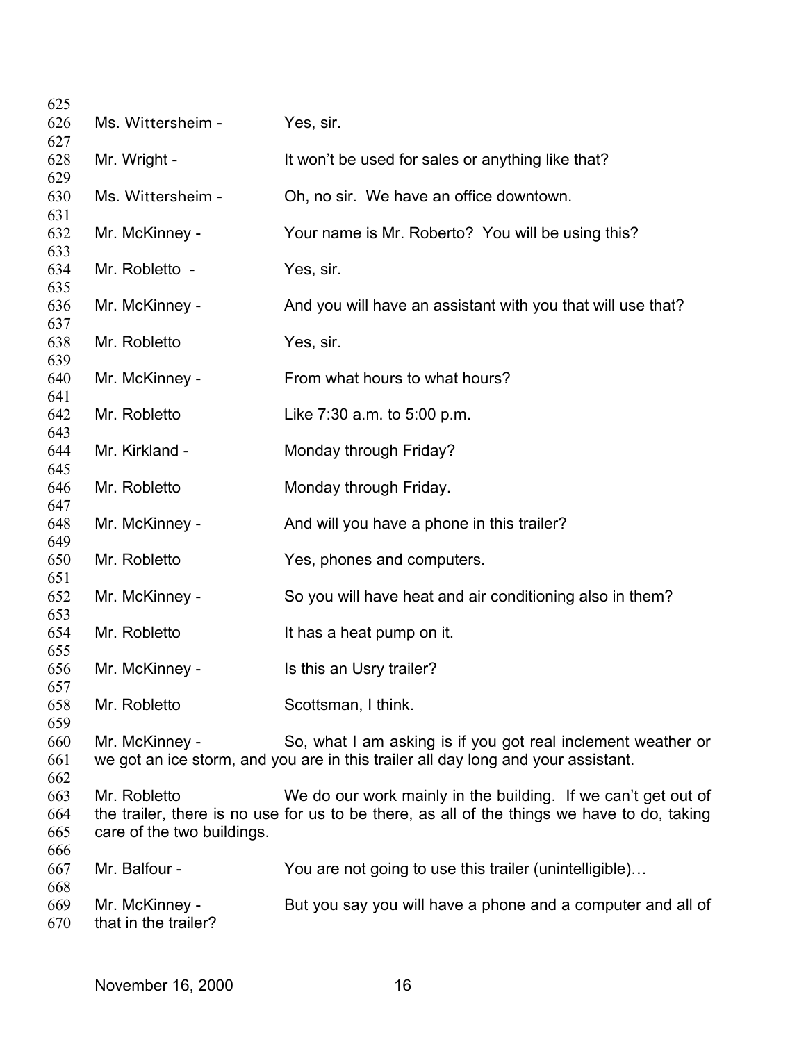625

626 Ms. Wittersheim - Yes, sir.

627

628 Mr. Wright - It won't be used for sales or anything like that?

629

630 Ms. Wittersheim - Oh, no sir. We have an office downtown.

631

632 Mr. McKinney - Your name is Mr. Roberto? You will be using this?

633

634 Mr. Robletto - Yes, sir.

635

636 Mr. McKinney - And you will have an assistant with you that will use that?

637

638 Mr. Robletto Yes, sir.

639

640 Mr. McKinney - From what hours to what hours?

641

642 Mr. Robletto Like 7:30 a.m. to 5:00 p.m.

643

644 Mr. Kirkland - Monday through Friday?

645

646 Mr. Robletto Monday through Friday.

647

648 Mr. McKinney - And will you have a phone in this trailer?

649

650 Mr. Robletto Yes, phones and computers.

651

652 Mr. McKinney - So you will have heat and air conditioning also in them?

653

654 Mr. Robletto It has a heat pump on it.

655

656 Mr. McKinney - Is this an Usry trailer?

657

658 Mr. Robletto Scottsman, I think.

659

660 Mr. McKinney - So, what I am asking is if you got real inclement weather or
661 we got an ice storm, and you are in this trailer all day long and your assistant.

662

663 Mr. Robletto We do our work mainly in the building. If we can't get out of
664 the trailer, there is no use for us to be there, as all of the things we have to do, taking
665 care of the two buildings.

666

667 Mr. Balfour - You are not going to use this trailer (unintelligible)…

668

669 Mr. McKinney - But you say you will have a phone and a computer and all of
670 that in the trailer?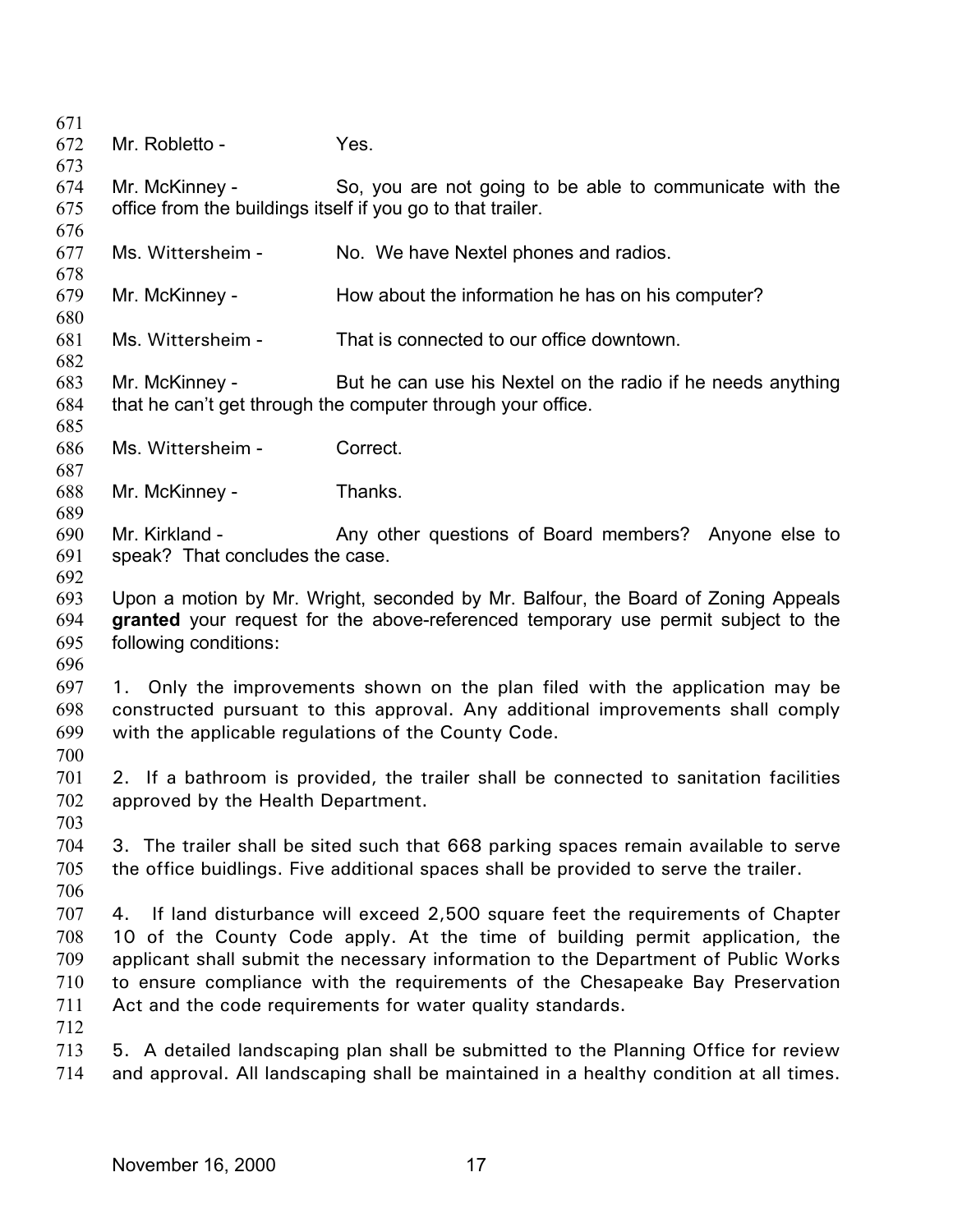Mr. Robletto - Yes.

Mr. McKinney - So, you are not going to be able to communicate with the office from the buildings itself if you go to that trailer.

Ms. Wittersheim - No. We have Nextel phones and radios.

Mr. McKinney - How about the information he has on his computer?

Ms. Wittersheim - That is connected to our office downtown.

Mr. McKinney - But he can use his Nextel on the radio if he needs anything that he can't get through the computer through your office.

Ms. Wittersheim - Correct.

Mr. McKinney - Thanks.

Mr. Kirkland - Any other questions of Board members? Anyone else to speak? That concludes the case.

Upon a motion by Mr. Wright, seconded by Mr. Balfour, the Board of Zoning Appeals **granted** your request for the above-referenced temporary use permit subject to the following conditions:

1. Only the improvements shown on the plan filed with the application may be constructed pursuant to this approval. Any additional improvements shall comply with the applicable regulations of the County Code.

2. If a bathroom is provided, the trailer shall be connected to sanitation facilities approved by the Health Department.

3. The trailer shall be sited such that 668 parking spaces remain available to serve the office buidlings. Five additional spaces shall be provided to serve the trailer.

4. If land disturbance will exceed 2,500 square feet the requirements of Chapter 10 of the County Code apply. At the time of building permit application, the applicant shall submit the necessary information to the Department of Public Works to ensure compliance with the requirements of the Chesapeake Bay Preservation Act and the code requirements for water quality standards.

5. A detailed landscaping plan shall be submitted to the Planning Office for review and approval. All landscaping shall be maintained in a healthy condition at all times.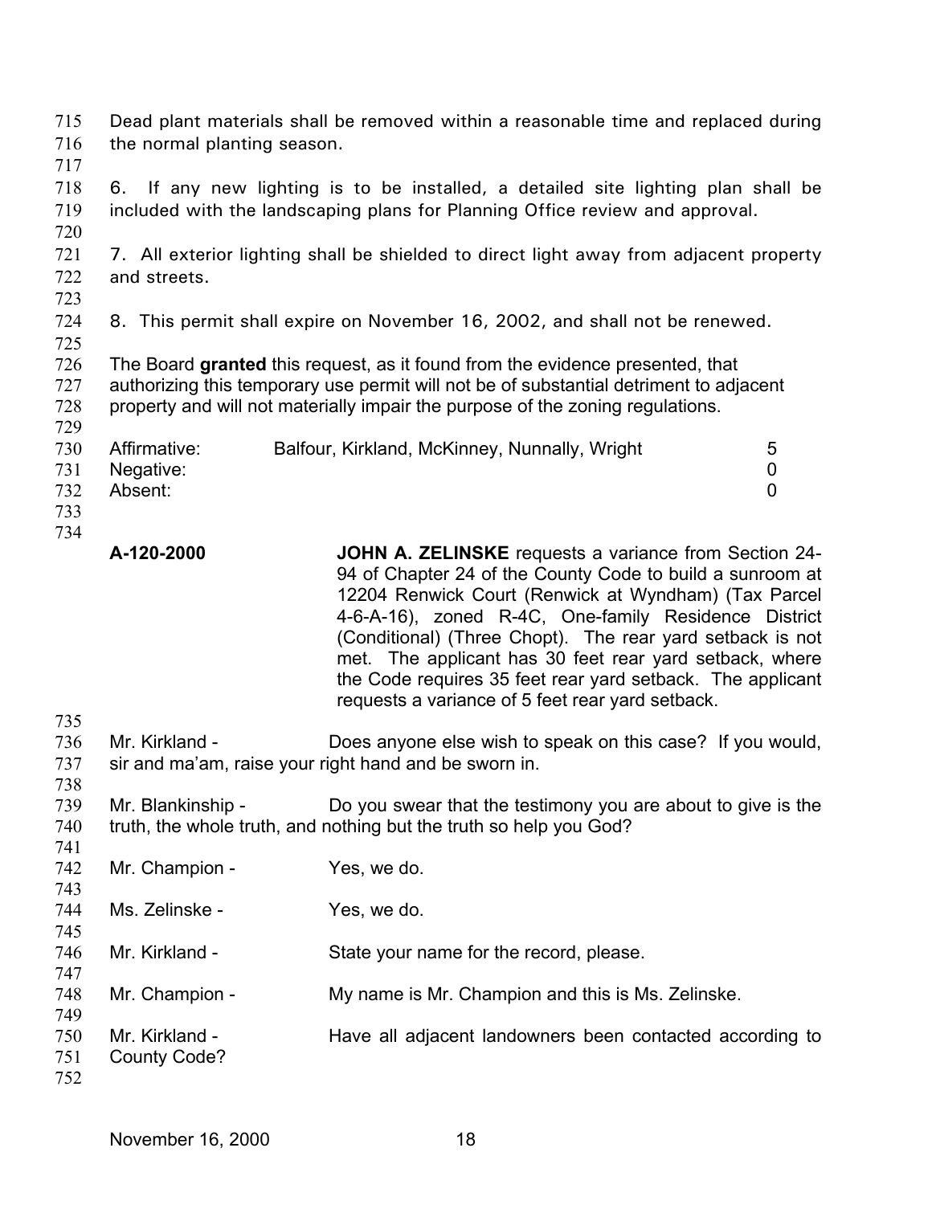Dead plant materials shall be removed within a reasonable time and replaced during the normal planting season.

6. If any new lighting is to be installed, a detailed site lighting plan shall be included with the landscaping plans for Planning Office review and approval.

7. All exterior lighting shall be shielded to direct light away from adjacent property and streets.

8. This permit shall expire on November 16, 2002, and shall not be renewed.

The Board **granted** this request, as it found from the evidence presented, that authorizing this temporary use permit will not be of substantial detriment to adjacent property and will not materially impair the purpose of the zoning regulations.

| | | |
|---|---|---|
| Affirmative: | Balfour, Kirkland, McKinney, Nunnally, Wright | 5 |
| Negative: | | 0 |
| Absent: | | 0 |

**A-120-2000** **JOHN A. ZELINSKE** requests a variance from Section 24-94 of Chapter 24 of the County Code to build a sunroom at 12204 Renwick Court (Renwick at Wyndham) (Tax Parcel 4-6-A-16), zoned R-4C, One-family Residence District (Conditional) (Three Chopt). The rear yard setback is not met. The applicant has 30 feet rear yard setback, where the Code requires 35 feet rear yard setback. The applicant requests a variance of 5 feet rear yard setback.

Mr. Kirkland - Does anyone else wish to speak on this case? If you would, sir and ma'am, raise your right hand and be sworn in.

Mr. Blankinship - Do you swear that the testimony you are about to give is the truth, the whole truth, and nothing but the truth so help you God?

Mr. Champion - Yes, we do.

Ms. Zelinske - Yes, we do.

Mr. Kirkland - State your name for the record, please.

Mr. Champion - My name is Mr. Champion and this is Ms. Zelinske.

Mr. Kirkland - Have all adjacent landowners been contacted according to County Code?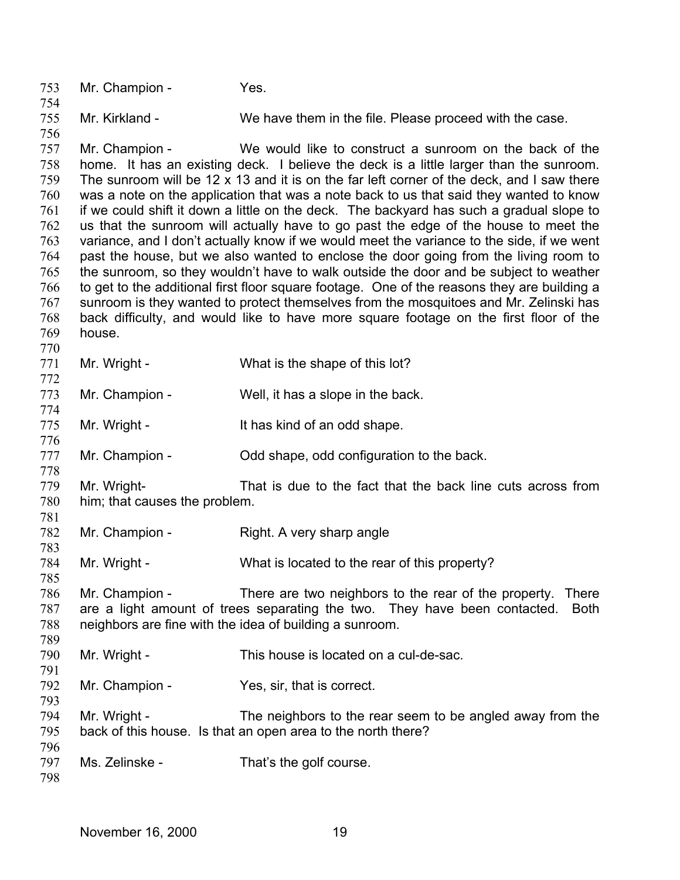Mr. Champion - Yes.

Mr. Kirkland - We have them in the file. Please proceed with the case.

Mr. Champion - We would like to construct a sunroom on the back of the home. It has an existing deck. I believe the deck is a little larger than the sunroom. The sunroom will be 12 x 13 and it is on the far left corner of the deck, and I saw there was a note on the application that was a note back to us that said they wanted to know if we could shift it down a little on the deck. The backyard has such a gradual slope to us that the sunroom will actually have to go past the edge of the house to meet the variance, and I don't actually know if we would meet the variance to the side, if we went past the house, but we also wanted to enclose the door going from the living room to the sunroom, so they wouldn't have to walk outside the door and be subject to weather to get to the additional first floor square footage. One of the reasons they are building a sunroom is they wanted to protect themselves from the mosquitoes and Mr. Zelinski has back difficulty, and would like to have more square footage on the first floor of the house.

Mr. Wright - What is the shape of this lot?

Mr. Champion - Well, it has a slope in the back.

Mr. Wright - It has kind of an odd shape.

Mr. Champion - Odd shape, odd configuration to the back.

Mr. Wright- That is due to the fact that the back line cuts across from him; that causes the problem.

Mr. Champion - Right. A very sharp angle

Mr. Wright - What is located to the rear of this property?

Mr. Champion - There are two neighbors to the rear of the property. There are a light amount of trees separating the two. They have been contacted. Both neighbors are fine with the idea of building a sunroom.

Mr. Wright - This house is located on a cul-de-sac.

Mr. Champion - Yes, sir, that is correct.

Mr. Wright - The neighbors to the rear seem to be angled away from the back of this house. Is that an open area to the north there?

Ms. Zelinske - That's the golf course.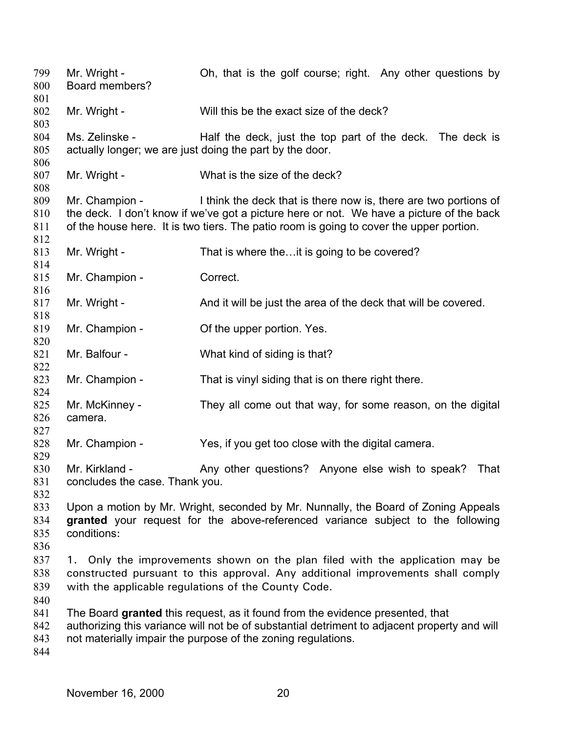Mr. Wright - Oh, that is the golf course; right. Any other questions by Board members?

Mr. Wright - Will this be the exact size of the deck?

Ms. Zelinske - Half the deck, just the top part of the deck. The deck is actually longer; we are just doing the part by the door.

Mr. Wright - What is the size of the deck?

Mr. Champion - I think the deck that is there now is, there are two portions of the deck. I don't know if we've got a picture here or not. We have a picture of the back of the house here. It is two tiers. The patio room is going to cover the upper portion.

Mr. Wright - That is where the…it is going to be covered?

Mr. Champion - Correct.

Mr. Wright - And it will be just the area of the deck that will be covered.

Mr. Champion - Of the upper portion. Yes.

Mr. Balfour - What kind of siding is that?

Mr. Champion - That is vinyl siding that is on there right there.

Mr. McKinney - They all come out that way, for some reason, on the digital camera.

Mr. Champion - Yes, if you get too close with the digital camera.

Mr. Kirkland - Any other questions? Anyone else wish to speak? That concludes the case. Thank you.

Upon a motion by Mr. Wright, seconded by Mr. Nunnally, the Board of Zoning Appeals **granted** your request for the above-referenced variance subject to the following conditions:

1. Only the improvements shown on the plan filed with the application may be constructed pursuant to this approval. Any additional improvements shall comply with the applicable regulations of the County Code.

The Board **granted** this request, as it found from the evidence presented, that authorizing this variance will not be of substantial detriment to adjacent property and will not materially impair the purpose of the zoning regulations.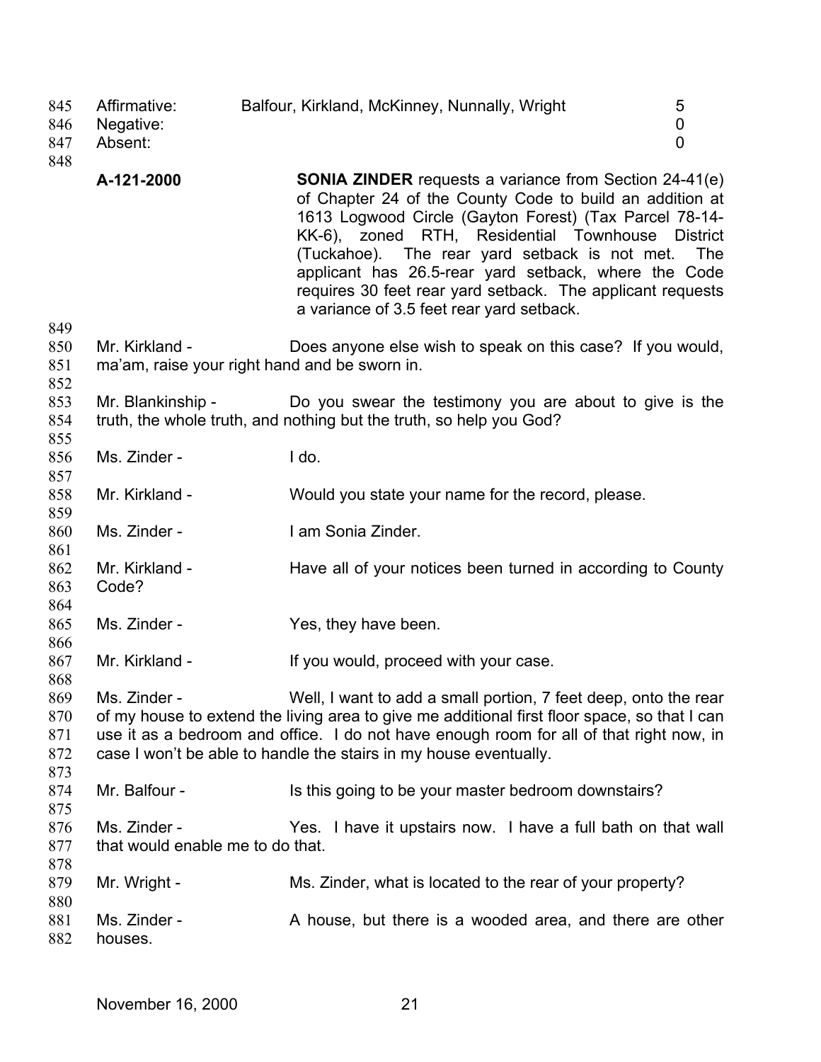| | | |
|---|---|---|
| Affirmative: | Balfour, Kirkland, McKinney, Nunnally, Wright | 5 |
| Negative: | | 0 |
| Absent: | | 0 |

**A-121-2000** **SONIA ZINDER** requests a variance from Section 24-41(e) of Chapter 24 of the County Code to build an addition at 1613 Logwood Circle (Gayton Forest) (Tax Parcel 78-14-KK-6), zoned RTH, Residential Townhouse District (Tuckahoe). The rear yard setback is not met. The applicant has 26.5-rear yard setback, where the Code requires 30 feet rear yard setback. The applicant requests a variance of 3.5 feet rear yard setback.

Mr. Kirkland - Does anyone else wish to speak on this case? If you would, ma'am, raise your right hand and be sworn in.

Mr. Blankinship - Do you swear the testimony you are about to give is the truth, the whole truth, and nothing but the truth, so help you God?

Ms. Zinder - I do.

Mr. Kirkland - Would you state your name for the record, please.

Ms. Zinder - I am Sonia Zinder.

Mr. Kirkland - Have all of your notices been turned in according to County Code?

Ms. Zinder - Yes, they have been.

Mr. Kirkland - If you would, proceed with your case.

Ms. Zinder - Well, I want to add a small portion, 7 feet deep, onto the rear of my house to extend the living area to give me additional first floor space, so that I can use it as a bedroom and office. I do not have enough room for all of that right now, in case I won't be able to handle the stairs in my house eventually.

Mr. Balfour - Is this going to be your master bedroom downstairs?

Ms. Zinder - Yes. I have it upstairs now. I have a full bath on that wall that would enable me to do that.

Mr. Wright - Ms. Zinder, what is located to the rear of your property?

Ms. Zinder - A house, but there is a wooded area, and there are other houses.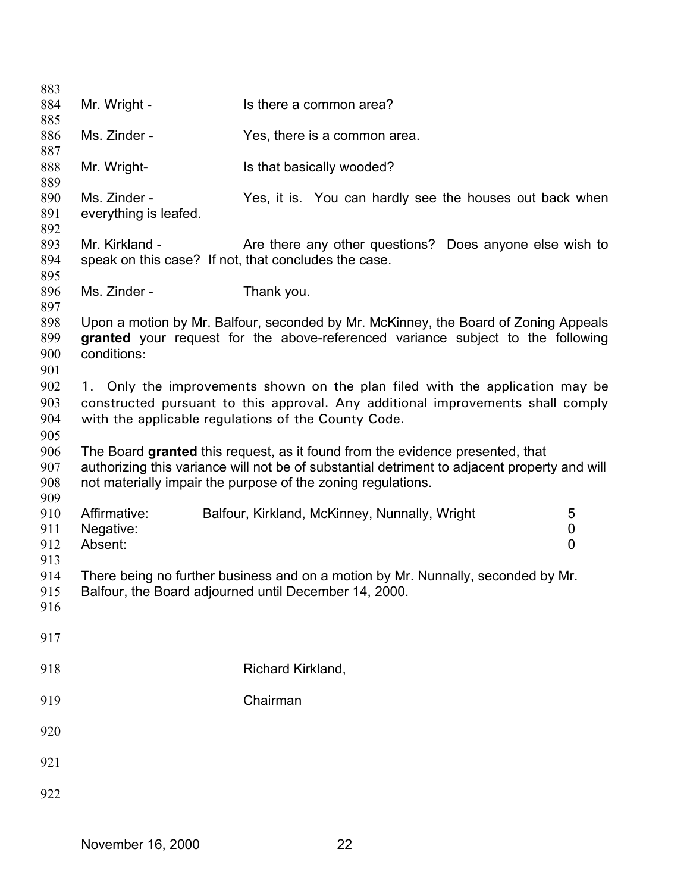Mr. Wright - Is there a common area?

Ms. Zinder - Yes, there is a common area.

Mr. Wright- Is that basically wooded?

Ms. Zinder - Yes, it is. You can hardly see the houses out back when everything is leafed.

Mr. Kirkland - Are there any other questions? Does anyone else wish to speak on this case? If not, that concludes the case.

Ms. Zinder - Thank you.

Upon a motion by Mr. Balfour, seconded by Mr. McKinney, the Board of Zoning Appeals **granted** your request for the above-referenced variance subject to the following conditions:

1. Only the improvements shown on the plan filed with the application may be constructed pursuant to this approval. Any additional improvements shall comply with the applicable regulations of the County Code.

The Board **granted** this request, as it found from the evidence presented, that authorizing this variance will not be of substantial detriment to adjacent property and will not materially impair the purpose of the zoning regulations.

| | | |
|---|---|---|
| Affirmative: | Balfour, Kirkland, McKinney, Nunnally, Wright | 5 |
| Negative: | | 0 |
| Absent: | | 0 |

There being no further business and on a motion by Mr. Nunnally, seconded by Mr. Balfour, the Board adjourned until December 14, 2000.

Richard Kirkland,

Chairman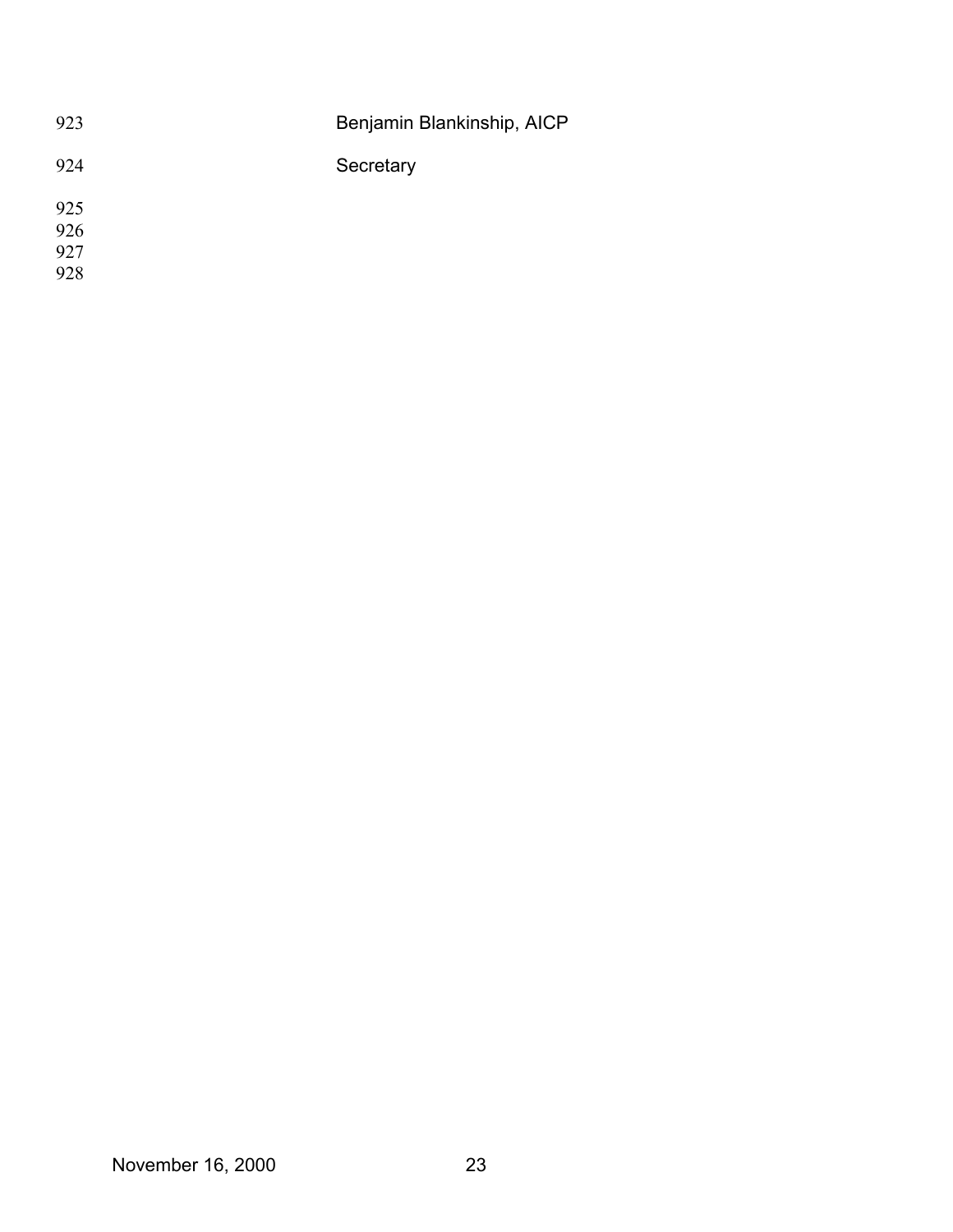Benjamin Blankinship, AICP

Secretary